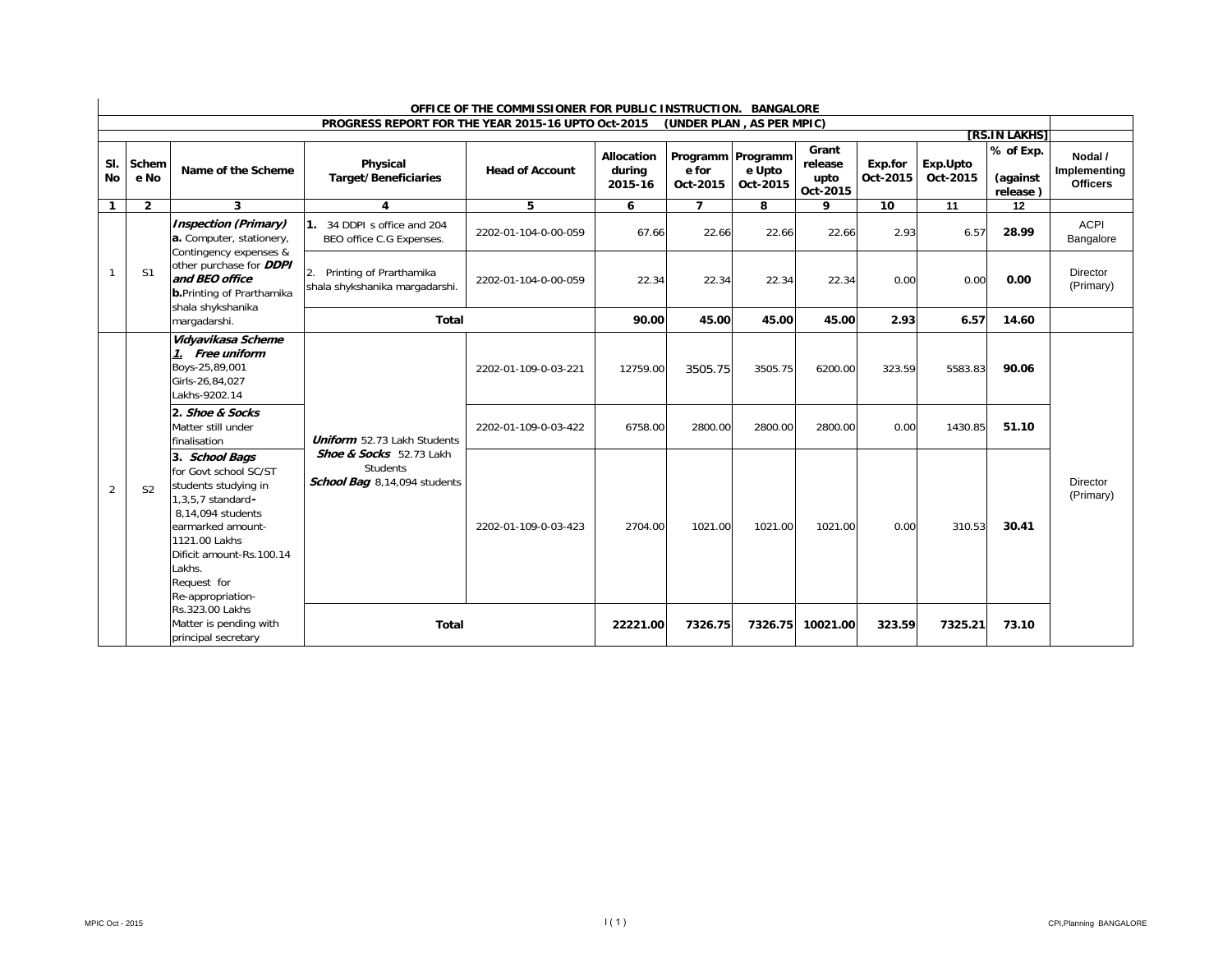**OFFICE OF THE COMMISSIONER FOR PUBLIC INSTRUCTION. BANGALORE**

**PROGRESS REPORT FOR THE YEAR 2015-16 UPTO Oct-2015 (UNDER PLAN , AS PER MPIC)**

**[RS.IN LAKHS]**

| Sl. No | Scheme No | Name of the Scheme | Physical Target/Beneficiaries | Head of Account | Allocation during 2015-16 | Programme for Oct-2015 | Programme Upto Oct-2015 | Grant release upto Oct-2015 | Exp.for Oct-2015 | Exp.Upto Oct-2015 | % of Exp. (against release ) | Nodal / Implementing Officers |
|---|---|---|---|---|---|---|---|---|---|---|---|---|
| 1 | 2 | 3 | 4 | 5 | 6 | 7 | 8 | 9 | 10 | 11 | 12 | |
| 1 | S1 | ***Inspection (Primary)*** **a.** Computer, stationery, Contingency expenses & other purchase for ***DDPI and BEO office*** **b.**Printing of Prarthamika shala shykshanika margadarshi. | **1.** 34 DDPI s office and 204 BEO office C.G Expenses. | 2202-01-104-0-00-059 | 67.66 | 22.66 | 22.66 | 22.66 | 2.93 | 6.57 | **28.99** | ACPI Bangalore |
| | | | 2. Printing of Prarthamika shala shykshanika margadarshi. | 2202-01-104-0-00-059 | 22.34 | 22.34 | 22.34 | 22.34 | 0.00 | 0.00 | **0.00** | Director (Primary) |
| | | | **Total** | | **90.00** | **45.00** | **45.00** | **45.00** | **2.93** | **6.57** | **14.60** | |
| 2 | S2 | ***Vidyavikasa Scheme*** ***1. Free uniform*** Boys-25,89,001 Girls-26,84,027 Lakhs-9202.14 | ***Uniform*** 52.73 Lakh Students ***Shoe & Socks*** 52.73 Lakh Students ***School Bag*** 8,14,094 students | 2202-01-109-0-03-221 | 12759.00 | 3505.75 | 3505.75 | 6200.00 | 323.59 | 5583.83 | **90.06** | Director (Primary) |
| | | **2. *Shoe & Socks*** Matter still under finalisation | | 2202-01-109-0-03-422 | 6758.00 | 2800.00 | 2800.00 | 2800.00 | 0.00 | 1430.85 | **51.10** | |
| | | **3. *School Bags*** for Govt school SC/ST students studying in 1,3,5,7 standard**-** 8,14,094 students earmarked amount-1121.00 Lakhs Dificit amount-Rs.100.14 Lakhs. Request for Re-appropriation-Rs.323.00 Lakhs Matter is pending with principal secretary | | 2202-01-109-0-03-423 | 2704.00 | 1021.00 | 1021.00 | 1021.00 | 0.00 | 310.53 | **30.41** | |
| | | | **Total** | | **22221.00** | **7326.75** | **7326.75** | **10021.00** | **323.59** | **7325.21** | **73.10** | |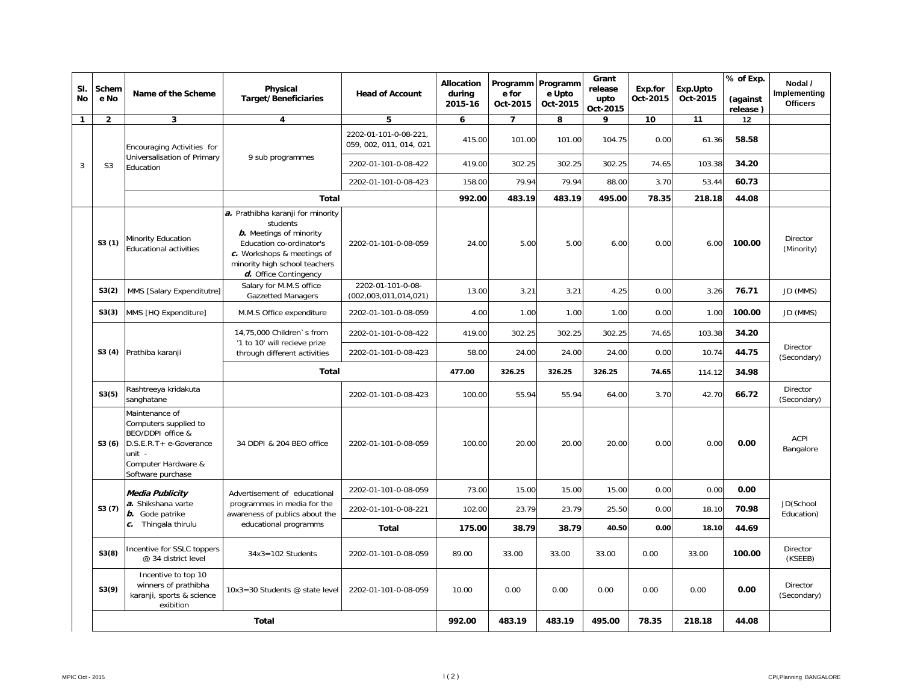| Sl. No | Scheme No | Name of the Scheme | Physical Target/Beneficiaries | Head of Account | Allocation during 2015-16 | Programme for Oct-2015 | Programme Upto Oct-2015 | Grant release upto Oct-2015 | Exp.for Oct-2015 | Exp.Upto Oct-2015 | % of Exp. (against release ) | Nodal / Implementing Officers |
|---|---|---|---|---|---|---|---|---|---|---|---|---|
| 1 | 2 | 3 | 4 | 5 | 6 | 7 | 8 | 9 | 10 | 11 | 12 | |
| 3 | S3 | Encouraging Activities for Universalisation of Primary Education | 9 sub programmes | 2202-01-101-0-08-221, 059, 002, 011, 014, 021 | 415.00 | 101.00 | 101.00 | 104.75 | 0.00 | 61.36 | **58.58** | |
| | | | | 2202-01-101-0-08-422 | 419.00 | 302.25 | 302.25 | 302.25 | 74.65 | 103.38 | **34.20** | |
| | | | | 2202-01-101-0-08-423 | 158.00 | 79.94 | 79.94 | 88.00 | 3.70 | 53.44 | **60.73** | |
| | | | **Total** | | **992.00** | **483.19** | **483.19** | **495.00** | **78.35** | **218.18** | **44.08** | |
| | **S3 (1)** | Minority Education Educational activities | ***a.*** Prathibha karanji for minority students<br>***b.*** Meetings of minority Education co-ordinator's<br>***c.*** Workshops & meetings of minority high school teachers<br>***d.*** Office Contingency | 2202-01-101-0-08-059 | 24.00 | 5.00 | 5.00 | 6.00 | 0.00 | 6.00 | **100.00** | Director (Minority) |
| | **S3(2)** | MMS [Salary Expenditutre] | Salary for M.M.S office Gazzetted Managers | 2202-01-101-0-08-(002,003,011,014,021) | 13.00 | 3.21 | 3.21 | 4.25 | 0.00 | 3.26 | **76.71** | JD (MMS) |
| | **S3(3)** | MMS [HQ Expenditure] | M.M.S Office expenditure | 2202-01-101-0-08-059 | 4.00 | 1.00 | 1.00 | 1.00 | 0.00 | 1.00 | **100.00** | JD (MMS) |
| | **S3 (4)** | Prathiba karanji | 14,75,000 Children`s from '1 to 10' will recieve prize through different activities | 2202-01-101-0-08-422 | 419.00 | 302.25 | 302.25 | 302.25 | 74.65 | 103.38 | **34.20** | Director (Secondary) |
| | | | | 2202-01-101-0-08-423 | 58.00 | 24.00 | 24.00 | 24.00 | 0.00 | 10.74 | **44.75** | |
| | | | **Total** | | **477.00** | **326.25** | **326.25** | **326.25** | **74.65** | 114.12 | **34.98** | |
| | **S3(5)** | Rashtreeya kridakuta sanghatane | | 2202-01-101-0-08-423 | 100.00 | 55.94 | 55.94 | 64.00 | 3.70 | 42.70 | **66.72** | Director (Secondary) |
| | **S3 (6)** | Maintenance of Computers supplied to BEO/DDPI office & D.S.E.R.T+ e-Goverance unit - Computer Hardware & Software purchase | 34 DDPI & 204 BEO office | 2202-01-101-0-08-059 | 100.00 | 20.00 | 20.00 | 20.00 | 0.00 | 0.00 | **0.00** | ACPI Bangalore |
| | **S3 (7)** | ***Media Publicity***<br>***a.*** Shikshana varte<br>***b.*** Gode patrike<br>***c.*** Thingala thirulu | Advertisement of educational programmes in media for the awareness of publics about the educational programms | 2202-01-101-0-08-059 | 73.00 | 15.00 | 15.00 | 15.00 | 0.00 | 0.00 | **0.00** | JD(School Education) |
| | | | | 2202-01-101-0-08-221 | 102.00 | 23.79 | 23.79 | 25.50 | 0.00 | 18.10 | **70.98** | |
| | | | | **Total** | **175.00** | **38.79** | **38.79** | **40.50** | **0.00** | **18.10** | **44.69** | |
| | **S3(8)** | Incentive for SSLC toppers @ 34 district level | 34x3=102 Students | 2202-01-101-0-08-059 | 89.00 | 33.00 | 33.00 | 33.00 | 0.00 | 33.00 | **100.00** | Director (KSEEB) |
| | **S3(9)** | Incentive to top 10 winners of prathibha karanji, sports & science exibition | 10x3=30 Students @ state level | 2202-01-101-0-08-059 | 10.00 | 0.00 | 0.00 | 0.00 | 0.00 | 0.00 | **0.00** | Director (Secondary) |
| | | **Total** | | | **992.00** | **483.19** | **483.19** | **495.00** | **78.35** | **218.18** | **44.08** | |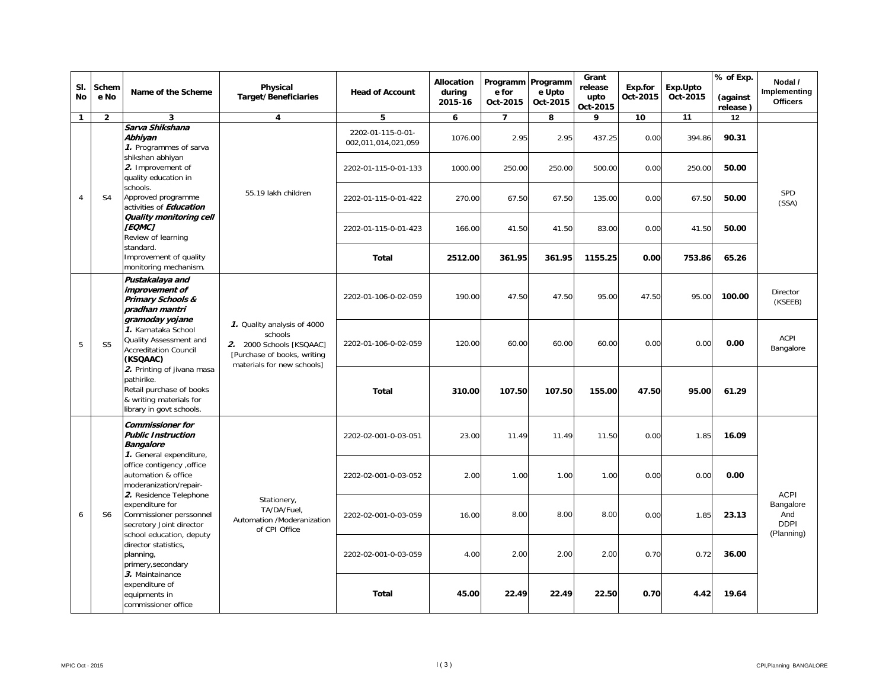| Sl. No | Scheme No | Name of the Scheme | Physical Target/Beneficiaries | Head of Account | Allocation during 2015-16 | Programme for Oct-2015 | Programme Upto Oct-2015 | Grant release upto Oct-2015 | Exp.for Oct-2015 | Exp.Upto Oct-2015 | % of Exp. (against release ) | Nodal / Implementing Officers |
|---|---|---|---|---|---|---|---|---|---|---|---|---|
| 1 | 2 | 3 | 4 | 5 | 6 | 7 | 8 | 9 | 10 | 11 | 12 | |
| 4 | S4 | ***Sarva Shikshana Abhiyan*** ***1.*** Programmes of sarva shikshan abhiyan ***2.*** Improvement of quality education in schools. Approved programme activities of ***Education Quality monitoring cell [EQMC]*** Review of learning standard. Improvement of quality monitoring mechanism. | 55.19 lakh children | 2202-01-115-0-01-002,011,014,021,059 | 1076.00 | 2.95 | 2.95 | 437.25 | 0.00 | 394.86 | **90.31** | SPD (SSA) |
| | | | | 2202-01-115-0-01-133 | 1000.00 | 250.00 | 250.00 | 500.00 | 0.00 | 250.00 | **50.00** | |
| | | | | 2202-01-115-0-01-422 | 270.00 | 67.50 | 67.50 | 135.00 | 0.00 | 67.50 | **50.00** | |
| | | | | 2202-01-115-0-01-423 | 166.00 | 41.50 | 41.50 | 83.00 | 0.00 | 41.50 | **50.00** | |
| | | | | **Total** | **2512.00** | **361.95** | **361.95** | **1155.25** | **0.00** | **753.86** | **65.26** | |
| 5 | S5 | ***Pustakalaya and improvement of Primary Schools & pradhan mantri gramoday yojane*** ***1.*** Karnataka School Quality Assessment and Accreditation Council **(KSQAAC)** ***2.*** Printing of jivana masa pathirike. Retail purchase of books & writing materials for library in govt schools. | ***1.*** Quality analysis of 4000 schools ***2.*** 2000 Schools [KSQAAC] [Purchase of books, writing materials for new schools] | 2202-01-106-0-02-059 | 190.00 | 47.50 | 47.50 | 95.00 | 47.50 | 95.00 | **100.00** | Director (KSEEB) |
| | | | | 2202-01-106-0-02-059 | 120.00 | 60.00 | 60.00 | 60.00 | 0.00 | 0.00 | **0.00** | ACPI Bangalore |
| | | | | **Total** | **310.00** | **107.50** | **107.50** | **155.00** | **47.50** | **95.00** | **61.29** | |
| 6 | S6 | ***Commissioner for Public Instruction Bangalore*** ***1.*** General expenditure, office contigency ,office automation & office moderanization/repair- ***2.*** Residence Telephone expenditure for Commissioner perssonnel secretory Joint director school education, deputy director statistics, planning, primery,secondary ***3.*** Maintainance expenditure of equipments in commissioner office | Stationery, TA/DA/Fuel, Automation /Moderanization of CPI Office | 2202-02-001-0-03-051 | 23.00 | 11.49 | 11.49 | 11.50 | 0.00 | 1.85 | **16.09** | ACPI Bangalore And DDPI (Planning) |
| | | | | 2202-02-001-0-03-052 | 2.00 | 1.00 | 1.00 | 1.00 | 0.00 | 0.00 | **0.00** | |
| | | | | 2202-02-001-0-03-059 | 16.00 | 8.00 | 8.00 | 8.00 | 0.00 | 1.85 | **23.13** | |
| | | | | 2202-02-001-0-03-059 | 4.00 | 2.00 | 2.00 | 2.00 | 0.70 | 0.72 | **36.00** | |
| | | | | **Total** | **45.00** | **22.49** | **22.49** | **22.50** | **0.70** | **4.42** | **19.64** | |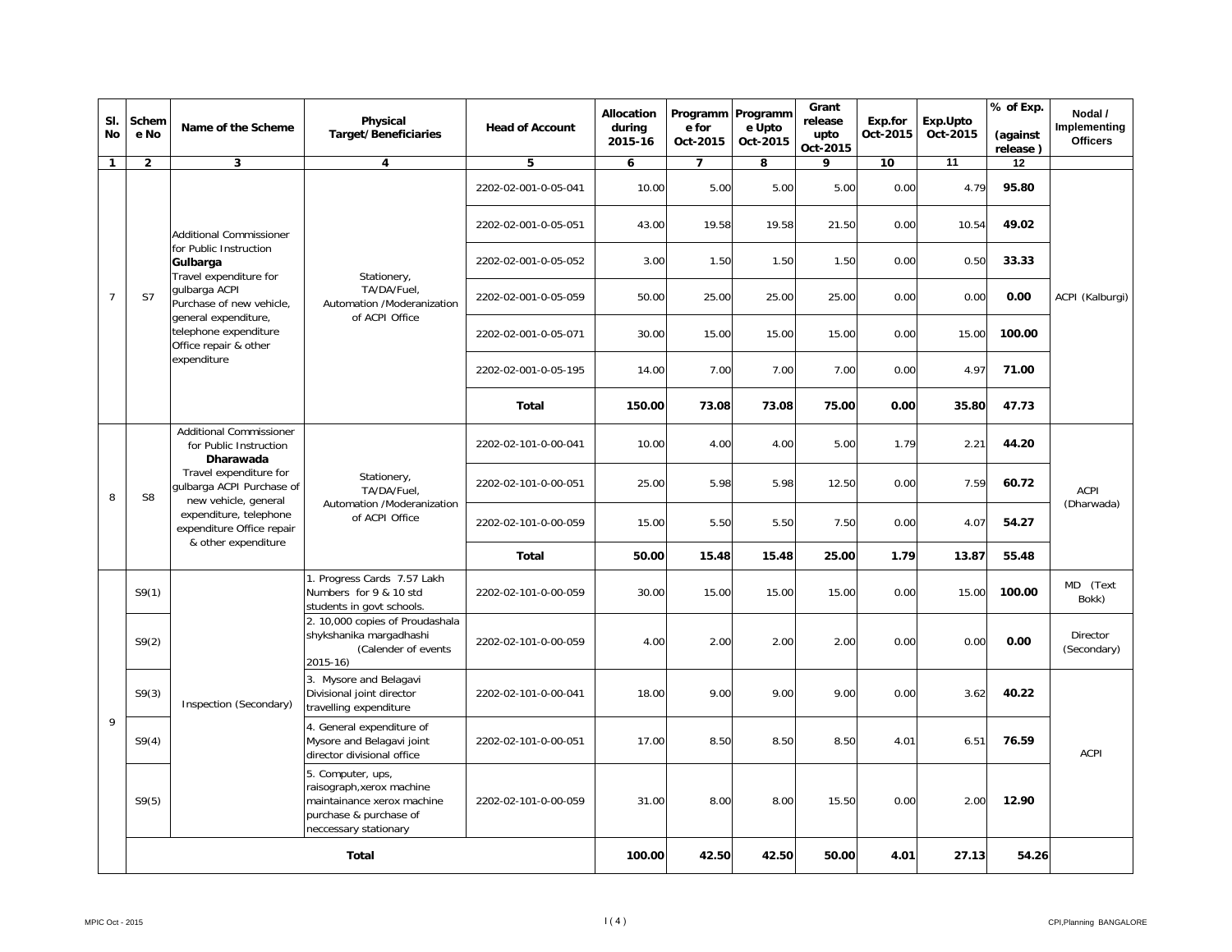| Sl. No | Scheme No | Name of the Scheme | Physical Target/Beneficiaries | Head of Account | Allocation during 2015-16 | Programme for Oct-2015 | Programme Upto Oct-2015 | Grant release upto Oct-2015 | Exp.for Oct-2015 | Exp.Upto Oct-2015 | % of Exp. (against release ) | Nodal / Implementing Officers |
|---|---|---|---|---|---|---|---|---|---|---|---|---|
| 1 | 2 | 3 | 4 | 5 | 6 | 7 | 8 | 9 | 10 | 11 | 12 | |
| 7 | S7 | Additional Commissioner for Public Instruction **Gulbarga** Travel expenditure for gulbarga ACPI Purchase of new vehicle, general expenditure, telephone expenditure Office repair & other expenditure | Stationery, TA/DA/Fuel, Automation /Moderanization of ACPI Office | 2202-02-001-0-05-041 | 10.00 | 5.00 | 5.00 | 5.00 | 0.00 | 4.79 | **95.80** | ACPI (Kalburgi) |
| | | | | 2202-02-001-0-05-051 | 43.00 | 19.58 | 19.58 | 21.50 | 0.00 | 10.54 | **49.02** | |
| | | | | 2202-02-001-0-05-052 | 3.00 | 1.50 | 1.50 | 1.50 | 0.00 | 0.50 | **33.33** | |
| | | | | 2202-02-001-0-05-059 | 50.00 | 25.00 | 25.00 | 25.00 | 0.00 | 0.00 | **0.00** | |
| | | | | 2202-02-001-0-05-071 | 30.00 | 15.00 | 15.00 | 15.00 | 0.00 | 15.00 | **100.00** | |
| | | | | 2202-02-001-0-05-195 | 14.00 | 7.00 | 7.00 | 7.00 | 0.00 | 4.97 | **71.00** | |
| | | | | **Total** | **150.00** | **73.08** | **73.08** | **75.00** | **0.00** | **35.80** | **47.73** | |
| 8 | S8 | Additional Commissioner for Public Instruction **Dharawada** Travel expenditure for gulbarga ACPI Purchase of new vehicle, general expenditure, telephone expenditure Office repair & other expenditure | Stationery, TA/DA/Fuel, Automation /Moderanization of ACPI Office | 2202-02-101-0-00-041 | 10.00 | 4.00 | 4.00 | 5.00 | 1.79 | 2.21 | **44.20** | ACPI (Dharwada) |
| | | | | 2202-02-101-0-00-051 | 25.00 | 5.98 | 5.98 | 12.50 | 0.00 | 7.59 | **60.72** | |
| | | | | 2202-02-101-0-00-059 | 15.00 | 5.50 | 5.50 | 7.50 | 0.00 | 4.07 | **54.27** | |
| | | | | **Total** | **50.00** | **15.48** | **15.48** | **25.00** | **1.79** | **13.87** | **55.48** | |
| 9 | S9(1) | Inspection (Secondary) | 1. Progress Cards 7.57 Lakh Numbers for 9 & 10 std students in govt schools. | 2202-02-101-0-00-059 | 30.00 | 15.00 | 15.00 | 15.00 | 0.00 | 15.00 | **100.00** | MD (Text Bokk) |
| | S9(2) | | 2. 10,000 copies of Proudashala shykshanika margadhashi (Calender of events 2015-16) | 2202-02-101-0-00-059 | 4.00 | 2.00 | 2.00 | 2.00 | 0.00 | 0.00 | **0.00** | Director (Secondary) |
| | S9(3) | | 3. Mysore and Belagavi Divisional joint director travelling expenditure | 2202-02-101-0-00-041 | 18.00 | 9.00 | 9.00 | 9.00 | 0.00 | 3.62 | **40.22** | ACPI |
| | S9(4) | | 4. General expenditure of Mysore and Belagavi joint director divisional office | 2202-02-101-0-00-051 | 17.00 | 8.50 | 8.50 | 8.50 | 4.01 | 6.51 | **76.59** | |
| | S9(5) | | 5. Computer, ups, raisograph,xerox machine maintainance xerox machine purchase & purchase of neccessary stationary | 2202-02-101-0-00-059 | 31.00 | 8.00 | 8.00 | 15.50 | 0.00 | 2.00 | **12.90** | |
| | **Total** | | | | **100.00** | **42.50** | **42.50** | **50.00** | **4.01** | **27.13** | **54.26** | |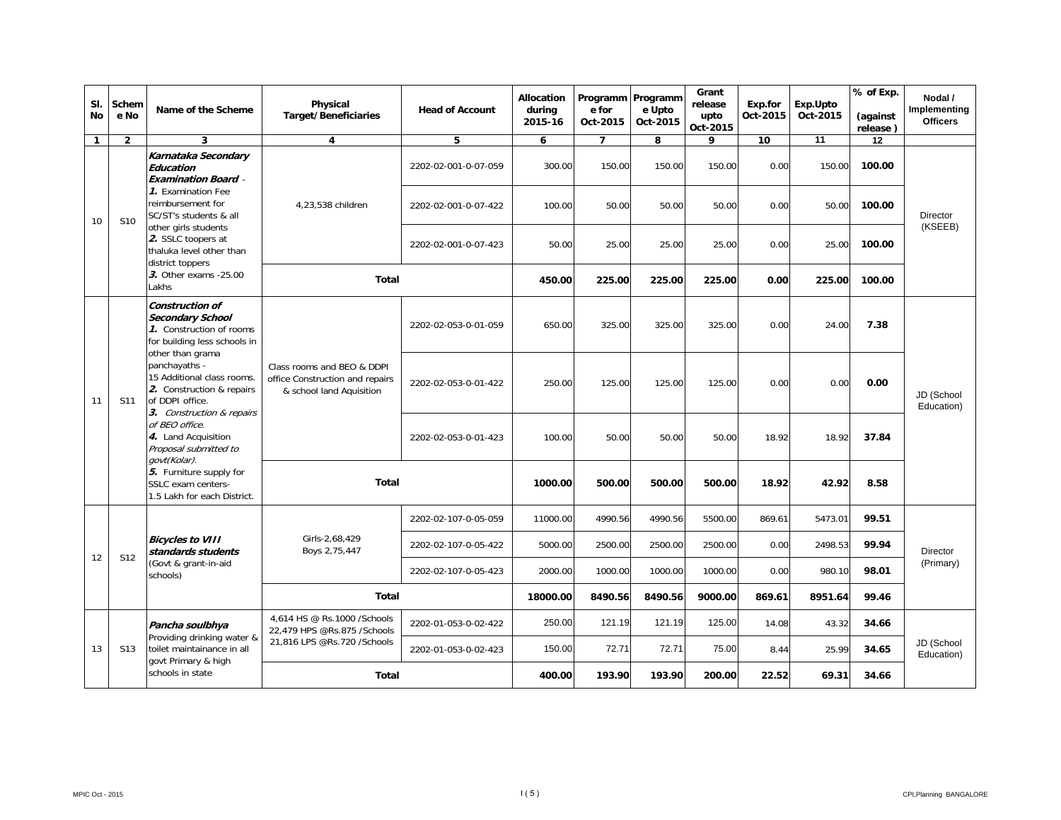| Sl. No | Scheme No | Name of the Scheme | Physical Target/Beneficiaries | Head of Account | Allocation during 2015-16 | Programme for Oct-2015 | Programme Upto Oct-2015 | Grant release upto Oct-2015 | Exp.for Oct-2015 | Exp.Upto Oct-2015 | % of Exp. (against release ) | Nodal / Implementing Officers |
|---|---|---|---|---|---|---|---|---|---|---|---|---|
| 1 | 2 | 3 | 4 | 5 | 6 | 7 | 8 | 9 | 10 | 11 | 12 | |
| 10 | S10 | ***Karnataka Secondary Education Examination Board*** - ***1.*** Examination Fee reimbursement for SC/ST's students & all other girls students ***2.*** SSLC toopers at thaluka level other than district toppers ***3.*** Other exams -25.00 Lakhs | 4,23,538 children | 2202-02-001-0-07-059 | 300.00 | 150.00 | 150.00 | 150.00 | 0.00 | 150.00 | **100.00** | Director (KSEEB) |
| | | | | 2202-02-001-0-07-422 | 100.00 | 50.00 | 50.00 | 50.00 | 0.00 | 50.00 | **100.00** | |
| | | | | 2202-02-001-0-07-423 | 50.00 | 25.00 | 25.00 | 25.00 | 0.00 | 25.00 | **100.00** | |
| | | | **Total** | | **450.00** | **225.00** | **225.00** | **225.00** | **0.00** | **225.00** | **100.00** | |
| 11 | S11 | ***Construction of Secondary School*** ***1.*** Construction of rooms for building less schools in other than grama panchayaths - 15 Additional class rooms. ***2.*** Construction & repairs of DDPI office. ***3.*** *Construction & repairs of BEO office.* ***4.*** Land Acquisition *Proposal submitted to govt(Kolar).* ***5.*** Furniture supply for SSLC exam centers- 1.5 Lakh for each District. | Class rooms and BEO & DDPI office Construction and repairs & school land Auisition | 2202-02-053-0-01-059 | 650.00 | 325.00 | 325.00 | 325.00 | 0.00 | 24.00 | **7.38** | JD (School Education) |
| | | | | 2202-02-053-0-01-422 | 250.00 | 125.00 | 125.00 | 125.00 | 0.00 | 0.00 | **0.00** | |
| | | | | 2202-02-053-0-01-423 | 100.00 | 50.00 | 50.00 | 50.00 | 18.92 | 18.92 | **37.84** | |
| | | | **Total** | | **1000.00** | **500.00** | **500.00** | **500.00** | **18.92** | **42.92** | **8.58** | |
| 12 | S12 | ***Bicycles to VIII standards students*** (Govt & grant-in-aid schools) | Girls-2,68,429 Boys 2,75,447 | 2202-02-107-0-05-059 | 11000.00 | 4990.56 | 4990.56 | 5500.00 | 869.61 | 5473.01 | **99.51** | Director (Primary) |
| | | | | 2202-02-107-0-05-422 | 5000.00 | 2500.00 | 2500.00 | 2500.00 | 0.00 | 2498.53 | **99.94** | |
| | | | | 2202-02-107-0-05-423 | 2000.00 | 1000.00 | 1000.00 | 1000.00 | 0.00 | 980.10 | **98.01** | |
| | | | **Total** | | **18000.00** | **8490.56** | **8490.56** | **9000.00** | **869.61** | **8951.64** | **99.46** | |
| 13 | S13 | ***Pancha soulbhya*** Providing drinking water & toilet maintainance in all govt Primary & high schools in state | 4,614 HS @ Rs.1000 /Schools 22,479 HPS @Rs.875 /Schools 21,816 LPS @Rs.720 /Schools | 2202-01-053-0-02-422 | 250.00 | 121.19 | 121.19 | 125.00 | 14.08 | 43.32 | **34.66** | JD (School Education) |
| | | | | 2202-01-053-0-02-423 | 150.00 | 72.71 | 72.71 | 75.00 | 8.44 | 25.99 | **34.65** | |
| | | | **Total** | | **400.00** | **193.90** | **193.90** | **200.00** | **22.52** | **69.31** | **34.66** | |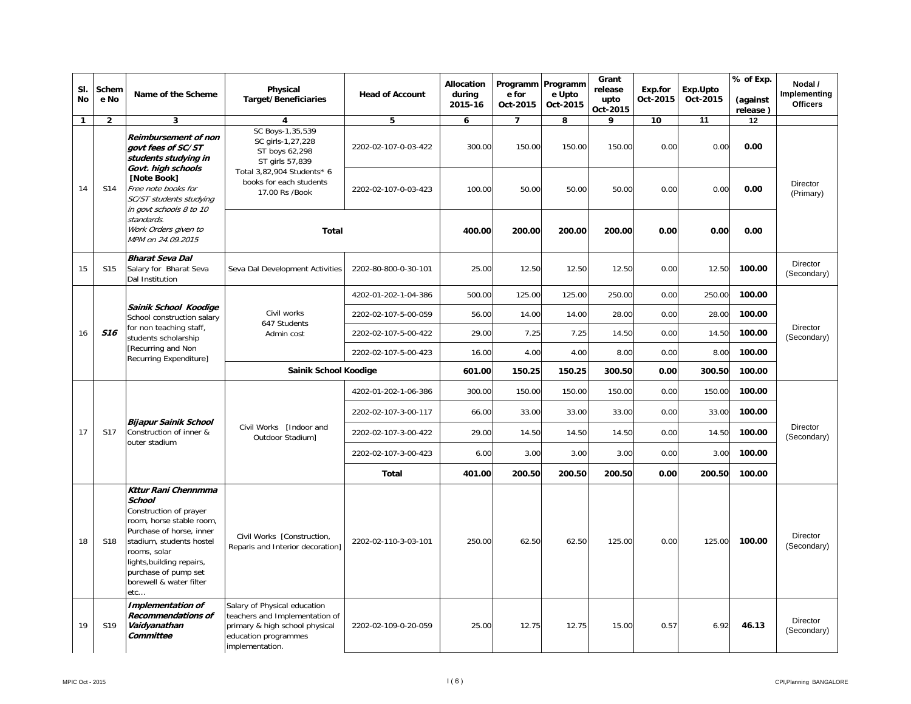| Sl. No | Scheme No | Name of the Scheme | Physical Target/Beneficiaries | Head of Account | Allocation during 2015-16 | Programme for Oct-2015 | Programme Upto Oct-2015 | Grant release upto Oct-2015 | Exp.for Oct-2015 | Exp.Upto Oct-2015 | % of Exp. (against release) | Nodal / Implementing Officers |
|---|---|---|---|---|---|---|---|---|---|---|---|---|
| 1 | 2 | 3 | 4 | 5 | 6 | 7 | 8 | 9 | 10 | 11 | 12 | |
| 14 | S14 | ***Reimbursement of non govt fees of SC/ST students studying in Govt. high schools*** **[Note Book]** *Free note books for SC/ST students studying in govt schools 8 to 10 standards. Work Orders given to MPM on 24.09.2015* | SC Boys-1,35,539 SC girls-1,27,228 ST boys 62,298 ST girls 57,839 | 2202-02-107-0-03-422 | 300.00 | 150.00 | 150.00 | 150.00 | 0.00 | 0.00 | **0.00** | Director (Primary) |
| | | | Total 3,82,904 Students* 6 books for each students 17.00 Rs /Book | 2202-02-107-0-03-423 | 100.00 | 50.00 | 50.00 | 50.00 | 0.00 | 0.00 | **0.00** | |
| | | | **Total** | | **400.00** | **200.00** | **200.00** | **200.00** | **0.00** | **0.00** | **0.00** | |
| 15 | S15 | ***Bharat Seva Dal*** Salary for Bharat Seva Dal Institution | Seva Dal Development Activities | 2202-80-800-0-30-101 | 25.00 | 12.50 | 12.50 | 12.50 | 0.00 | 12.50 | **100.00** | Director (Secondary) |
| 16 | ***S16*** | ***Sainik School Koodige*** School construction salary for non teaching staff, students scholarship [Recurring and Non Recurring Expenditure] | Civil works 647 Students Admin cost | 4202-01-202-1-04-386 | 500.00 | 125.00 | 125.00 | 250.00 | 0.00 | 250.00 | **100.00** | Director (Secondary) |
| | | | | 2202-02-107-5-00-059 | 56.00 | 14.00 | 14.00 | 28.00 | 0.00 | 28.00 | **100.00** | |
| | | | | 2202-02-107-5-00-422 | 29.00 | 7.25 | 7.25 | 14.50 | 0.00 | 14.50 | **100.00** | |
| | | | | 2202-02-107-5-00-423 | 16.00 | 4.00 | 4.00 | 8.00 | 0.00 | 8.00 | **100.00** | |
| | | | **Sainik School Koodige** | | **601.00** | **150.25** | **150.25** | **300.50** | **0.00** | **300.50** | **100.00** | |
| 17 | S17 | ***Bijapur Sainik School*** Construction of inner & outer stadium | Civil Works [Indoor and Outdoor Stadium] | 4202-01-202-1-06-386 | 300.00 | 150.00 | 150.00 | 150.00 | 0.00 | 150.00 | **100.00** | Director (Secondary) |
| | | | | 2202-02-107-3-00-117 | 66.00 | 33.00 | 33.00 | 33.00 | 0.00 | 33.00 | **100.00** | |
| | | | | 2202-02-107-3-00-422 | 29.00 | 14.50 | 14.50 | 14.50 | 0.00 | 14.50 | **100.00** | |
| | | | | 2202-02-107-3-00-423 | 6.00 | 3.00 | 3.00 | 3.00 | 0.00 | 3.00 | **100.00** | |
| | | | **Total** | | **401.00** | **200.50** | **200.50** | **200.50** | **0.00** | **200.50** | **100.00** | |
| 18 | S18 | ***Kttur Rani Chennmma School*** Construction of prayer room, horse stable room, Purchase of horse, inner stadium, students hostel rooms, solar lights,building repairs, purchase of pump set borewell & water filter etc… | Civil Works [Construction, Reparis and Interior decoration] | 2202-02-110-3-03-101 | 250.00 | 62.50 | 62.50 | 125.00 | 0.00 | 125.00 | **100.00** | Director (Secondary) |
| 19 | S19 | ***Implementation of Recommendations of Vaidyanathan Committee*** | Salary of Physical education teachers and Implementation of primary & high school physical education programmes implementation. | 2202-02-109-0-20-059 | 25.00 | 12.75 | 12.75 | 15.00 | 0.57 | 6.92 | **46.13** | Director (Secondary) |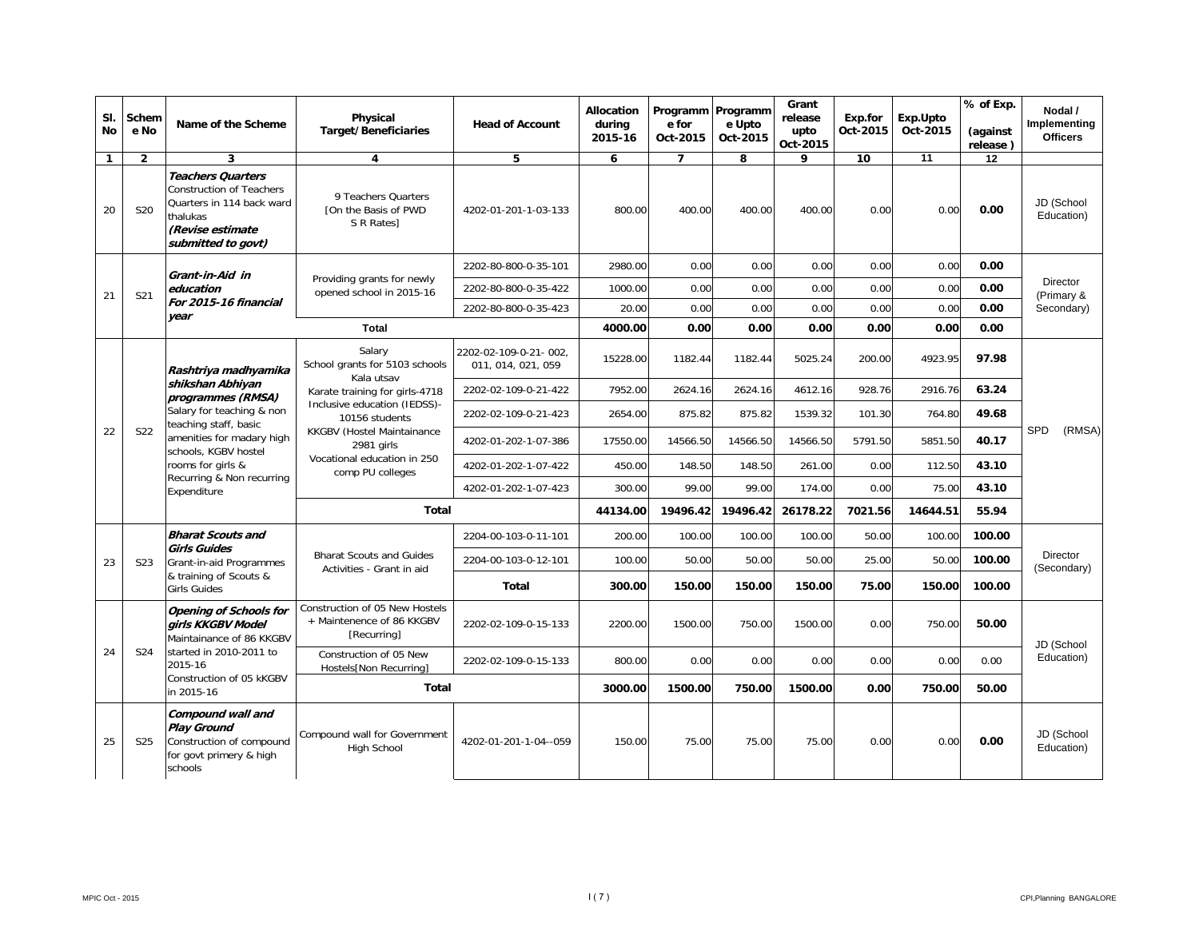| Sl. No | Scheme No | Name of the Scheme | Physical Target/Beneficiaries | Head of Account | Allocation during 2015-16 | Programme for Oct-2015 | Programme Upto Oct-2015 | Grant release upto Oct-2015 | Exp.for Oct-2015 | Exp.Upto Oct-2015 | % of Exp. (against release) | Nodal / Implementing Officers |
|---|---|---|---|---|---|---|---|---|---|---|---|---|
| 1 | 2 | 3 | 4 | 5 | 6 | 7 | 8 | 9 | 10 | 11 | 12 | |
| 20 | S20 | ***Teachers Quarters*** Construction of Teachers Quarters in 114 back ward thalukas ***(Revise estimate submitted to govt)*** | 9 Teachers Quarters [On the Basis of PWD S R Rates] | 4202-01-201-1-03-133 | 800.00 | 400.00 | 400.00 | 400.00 | 0.00 | 0.00 | **0.00** | JD (School Education) |
| 21 | S21 | ***Grant-in-Aid in education For 2015-16 financial year*** | Providing grants for newly opened school in 2015-16 | 2202-80-800-0-35-101 | 2980.00 | 0.00 | 0.00 | 0.00 | 0.00 | 0.00 | **0.00** | Director (Primary & Secondary) |
| | | | | 2202-80-800-0-35-422 | 1000.00 | 0.00 | 0.00 | 0.00 | 0.00 | 0.00 | **0.00** | |
| | | | | 2202-80-800-0-35-423 | 20.00 | 0.00 | 0.00 | 0.00 | 0.00 | 0.00 | **0.00** | |
| | | | **Total** | | **4000.00** | **0.00** | **0.00** | **0.00** | **0.00** | **0.00** | **0.00** | |
| 22 | S22 | ***Rashtriya madhyamika shikshan Abhiyan programmes (RMSA)*** Salary for teaching & non teaching staff, basic amenities for madary high schools, KGBV hostel rooms for girls & Recurring & Non recurring Expenditure | Salary School grants for 5103 schools Kala utsav Karate training for girls-4718 Inclusive education (IEDSS)-10156 students KKGBV (Hostel Maintainance 2981 girls Vocational education in 250 comp PU colleges | 2202-02-109-0-21- 002, 011, 014, 021, 059 | 15228.00 | 1182.44 | 1182.44 | 5025.24 | 200.00 | 4923.95 | **97.98** | SPD (RMSA) |
| | | | | 2202-02-109-0-21-422 | 7952.00 | 2624.16 | 2624.16 | 4612.16 | 928.76 | 2916.76 | **63.24** | |
| | | | | 2202-02-109-0-21-423 | 2654.00 | 875.82 | 875.82 | 1539.32 | 101.30 | 764.80 | **49.68** | |
| | | | | 4202-01-202-1-07-386 | 17550.00 | 14566.50 | 14566.50 | 14566.50 | 5791.50 | 5851.50 | **40.17** | |
| | | | | 4202-01-202-1-07-422 | 450.00 | 148.50 | 148.50 | 261.00 | 0.00 | 112.50 | **43.10** | |
| | | | | 4202-01-202-1-07-423 | 300.00 | 99.00 | 99.00 | 174.00 | 0.00 | 75.00 | **43.10** | |
| | | | **Total** | | **44134.00** | **19496.42** | **19496.42** | **26178.22** | **7021.56** | **14644.51** | **55.94** | |
| 23 | S23 | ***Bharat Scouts and Girls Guides*** Grant-in-aid Programmes & training of Scouts & Girls Guides | Bharat Scouts and Guides Activities - Grant in aid | 2204-00-103-0-11-101 | 200.00 | 100.00 | 100.00 | 100.00 | 50.00 | 100.00 | **100.00** | Director (Secondary) |
| | | | | 2204-00-103-0-12-101 | 100.00 | 50.00 | 50.00 | 50.00 | 25.00 | 50.00 | **100.00** | |
| | | | | **Total** | **300.00** | **150.00** | **150.00** | **150.00** | **75.00** | **150.00** | **100.00** | |
| 24 | S24 | ***Opening of Schools for girls KKGBV Model*** Maintainance of 86 KKGBV started in 2010-2011 to 2015-16 Construction of 05 kKGBV in 2015-16 | Construction of 05 New Hostels + Maintenence of 86 KKGBV [Recurring] | 2202-02-109-0-15-133 | 2200.00 | 1500.00 | 750.00 | 1500.00 | 0.00 | 750.00 | **50.00** | JD (School Education) |
| | | | Construction of 05 New Hostels[Non Recurring] | 2202-02-109-0-15-133 | 800.00 | 0.00 | 0.00 | 0.00 | 0.00 | 0.00 | 0.00 | |
| | | | **Total** | | **3000.00** | **1500.00** | **750.00** | **1500.00** | **0.00** | **750.00** | **50.00** | |
| 25 | S25 | ***Compound wall and Play Ground*** Construction of compound for govt primery & high schools | Compound wall for Government High School | 4202-01-201-1-04--059 | 150.00 | 75.00 | 75.00 | 75.00 | 0.00 | 0.00 | **0.00** | JD (School Education) |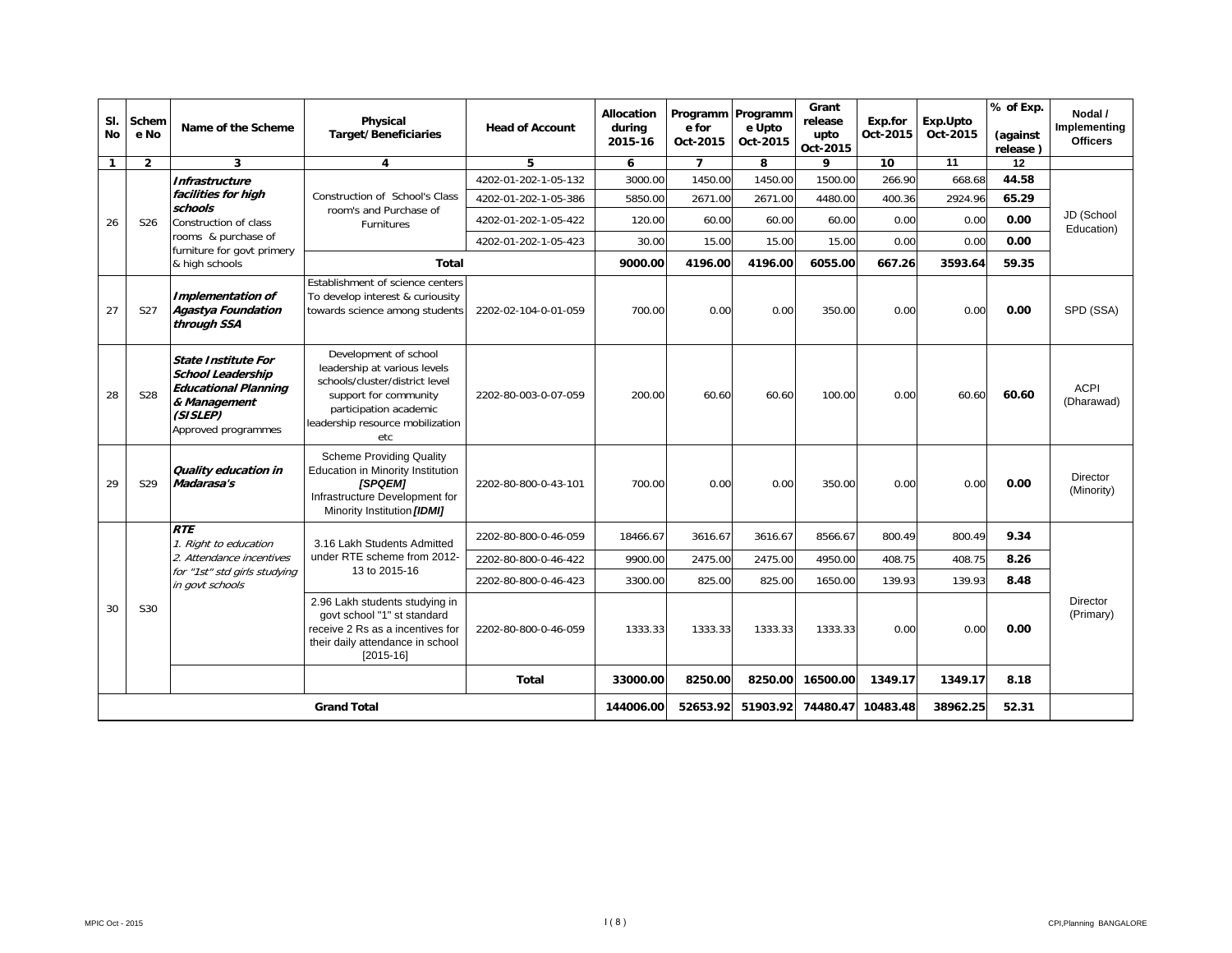| Sl. No | Scheme No | Name of the Scheme | Physical Target/Beneficiaries | Head of Account | Allocation during 2015-16 | Programme for Oct-2015 | Programme Upto Oct-2015 | Grant release upto Oct-2015 | Exp.for Oct-2015 | Exp.Upto Oct-2015 | % of Exp. (against release) | Nodal / Implementing Officers |
|---|---|---|---|---|---|---|---|---|---|---|---|---|
| 1 | 2 | 3 | 4 | 5 | 6 | 7 | 8 | 9 | 10 | 11 | 12 | |
| 26 | S26 | ***Infrastructure facilities for high schools*** Construction of class rooms & purchase of furniture for govt primery & high schools | Construction of School's Class room's and Purchase of Furnitures | 4202-01-202-1-05-132 | 3000.00 | 1450.00 | 1450.00 | 1500.00 | 266.90 | 668.68 | **44.58** | JD (School Education) |
| | | | | 4202-01-202-1-05-386 | 5850.00 | 2671.00 | 2671.00 | 4480.00 | 400.36 | 2924.96 | **65.29** | |
| | | | | 4202-01-202-1-05-422 | 120.00 | 60.00 | 60.00 | 60.00 | 0.00 | 0.00 | **0.00** | |
| | | | | 4202-01-202-1-05-423 | 30.00 | 15.00 | 15.00 | 15.00 | 0.00 | 0.00 | **0.00** | |
| | | | **Total** | | **9000.00** | **4196.00** | **4196.00** | **6055.00** | **667.26** | **3593.64** | **59.35** | |
| 27 | S27 | ***Implementation of Agastya Foundation through SSA*** | Establishment of science centers To develop interest & curiousity towards science among students | 2202-02-104-0-01-059 | 700.00 | 0.00 | 0.00 | 350.00 | 0.00 | 0.00 | **0.00** | SPD (SSA) |
| 28 | S28 | ***State Institute For School Leadership Educational Planning & Management (SISLEP)*** Approved programmes | Development of school leadership at various levels schools/cluster/district level support for community participation academic leadership resource mobilization etc | 2202-80-003-0-07-059 | 200.00 | 60.60 | 60.60 | 100.00 | 0.00 | 60.60 | **60.60** | ACPI (Dharawad) |
| 29 | S29 | ***Quality education in Madarasa's*** | Scheme Providing Quality Education in Minority Institution ***[SPQEM]*** Infrastructure Development for Minority Institution ***[IDMI]*** | 2202-80-800-0-43-101 | 700.00 | 0.00 | 0.00 | 350.00 | 0.00 | 0.00 | **0.00** | Director (Minority) |
| 30 | S30 | ***RTE*** *1. Right to education 2. Attendance incentives for "1st" std girls studying in govt schools* | 3.16 Lakh Students Admitted under RTE scheme from 2012-13 to 2015-16 | 2202-80-800-0-46-059 | 18466.67 | 3616.67 | 3616.67 | 8566.67 | 800.49 | 800.49 | **9.34** | Director (Primary) |
| | | | | 2202-80-800-0-46-422 | 9900.00 | 2475.00 | 2475.00 | 4950.00 | 408.75 | 408.75 | **8.26** | |
| | | | | 2202-80-800-0-46-423 | 3300.00 | 825.00 | 825.00 | 1650.00 | 139.93 | 139.93 | **8.48** | |
| | | | 2.96 Lakh students studying in govt school "1" st standard receive 2 Rs as a incentives for their daily attendance in school [2015-16] | 2202-80-800-0-46-059 | 1333.33 | 1333.33 | 1333.33 | 1333.33 | 0.00 | 0.00 | **0.00** | |
| | | | | **Total** | **33000.00** | **8250.00** | **8250.00** | **16500.00** | **1349.17** | **1349.17** | **8.18** | |
| | | **Grand Total** | | | **144006.00** | **52653.92** | **51903.92** | **74480.47** | **10483.48** | **38962.25** | **52.31** | |